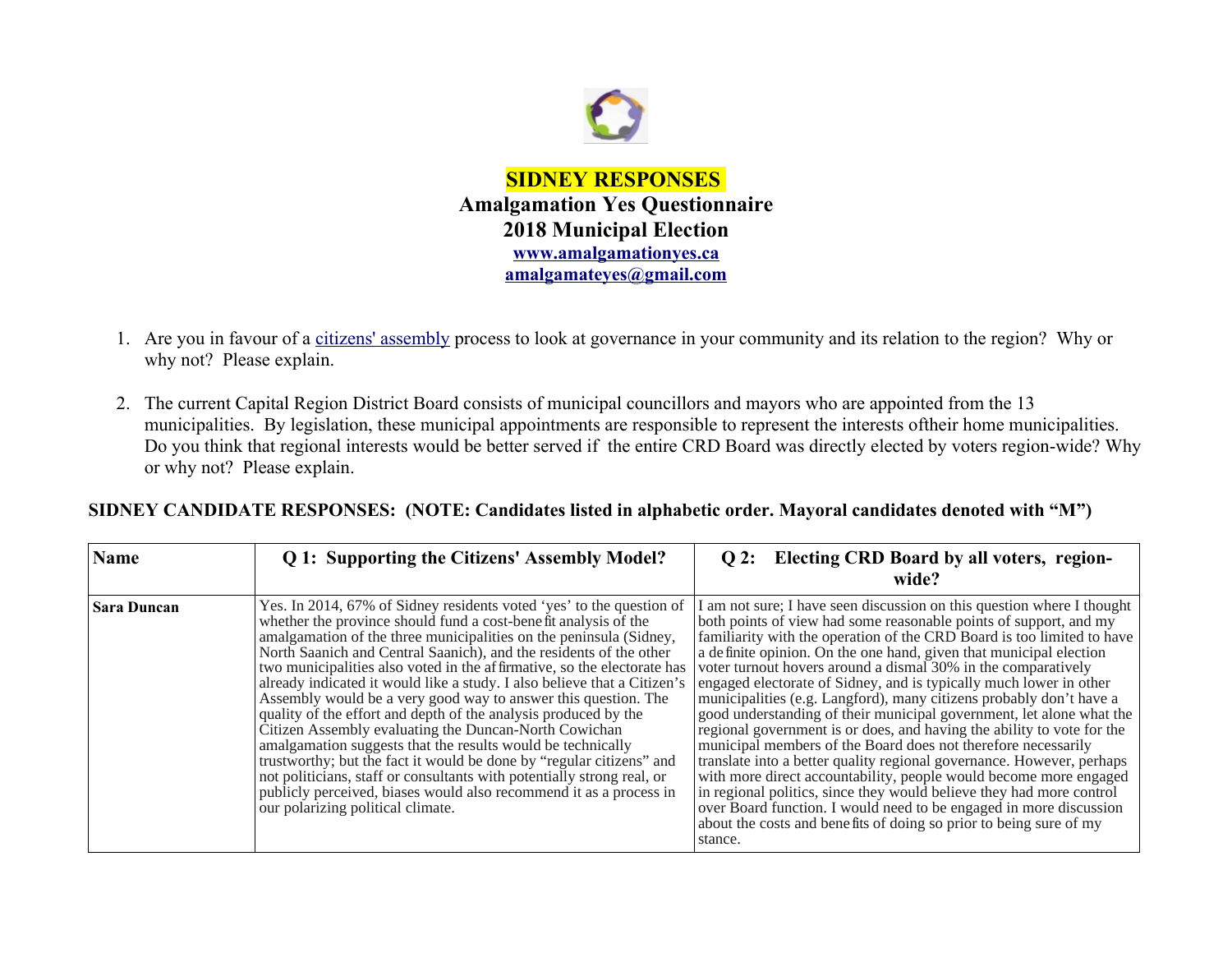# SIDNEY RESPONSES

## Amalgamation Yes Questionnaire

## 2018 Municipal Election

**www.amalgamationyes.ca**

**amalgamateyes@gmail.com**

1. Are you in favour of a citizens' assembly process to look at governance in your community and its relation to the region? Why or why not? Please explain.

2. The current Capital Region District Board consists of municipal councillors and mayors who are appointed from the 13 municipalities. By legislation, these municipal appointments are responsible to represent the interests oftheir home municipalities. Do you think that regional interests would be better served if the entire CRD Board was directly elected by voters region-wide? Why or why not? Please explain.

**SIDNEY CANDIDATE RESPONSES: (NOTE: Candidates listed in alphabetic order. Mayoral candidates denoted with "M")**

| Name | Q 1: Supporting the Citizens' Assembly Model? | Q 2: Electing CRD Board by all voters, region-wide? |
|---|---|---|
| **Sara Duncan** | Yes. In 2014, 67% of Sidney residents voted 'yes' to the question of whether the province should fund a cost-benefit analysis of the amalgamation of the three municipalities on the peninsula (Sidney, North Saanich and Central Saanich), and the residents of the other two municipalities also voted in the affirmative, so the electorate has already indicated it would like a study. I also believe that a Citizen's Assembly would be a very good way to answer this question. The quality of the effort and depth of the analysis produced by the Citizen Assembly evaluating the Duncan-North Cowichan amalgamation suggests that the results would be technically trustworthy; but the fact it would be done by "regular citizens" and not politicians, staff or consultants with potentially strong real, or publicly perceived, biases would also recommend it as a process in our polarizing political climate. | I am not sure; I have seen discussion on this question where I thought both points of view had some reasonable points of support, and my familiarity with the operation of the CRD Board is too limited to have a definite opinion. On the one hand, given that municipal election voter turnout hovers around a dismal 30% in the comparatively engaged electorate of Sidney, and is typically much lower in other municipalities (e.g. Langford), many citizens probably don't have a good understanding of their municipal government, let alone what the regional government is or does, and having the ability to vote for the municipal members of the Board does not therefore necessarily translate into a better quality regional governance. However, perhaps with more direct accountability, people would become more engaged in regional politics, since they would believe they had more control over Board function. I would need to be engaged in more discussion about the costs and benefits of doing so prior to being sure of my stance. |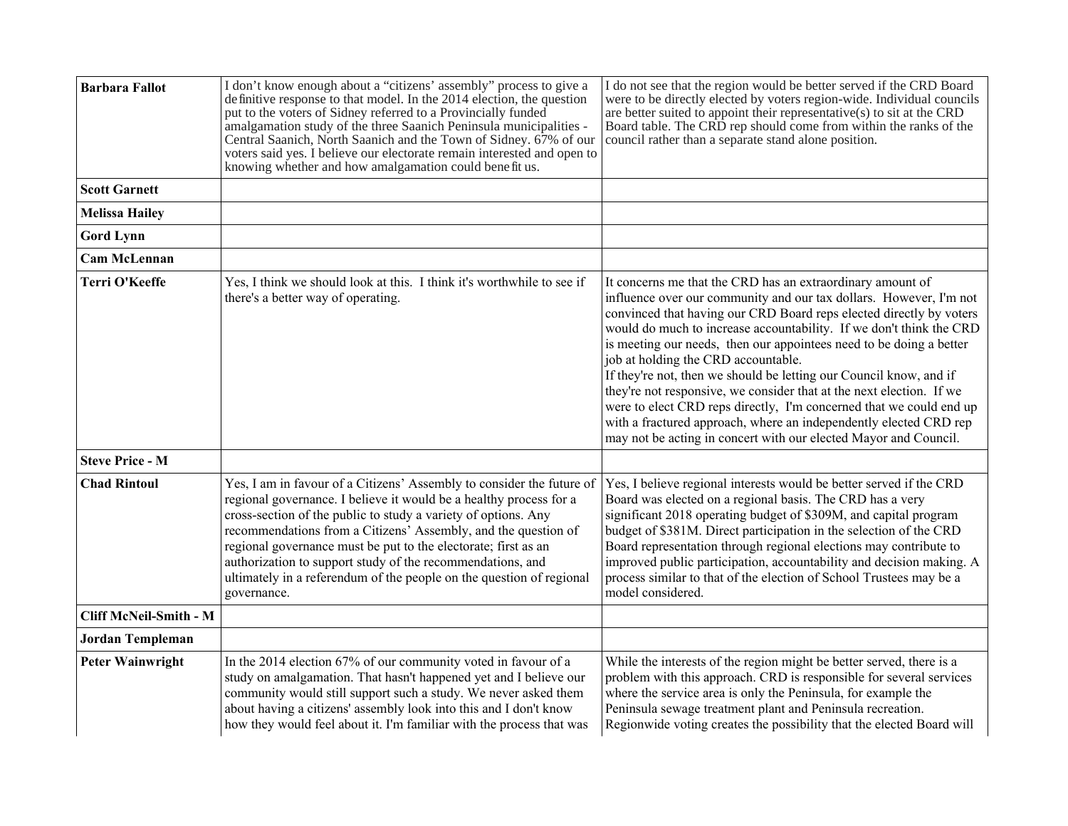| | | |
|---|---|---|
| **Barbara Fallot** | I don't know enough about a "citizens' assembly" process to give a definitive response to that model. In the 2014 election, the question put to the voters of Sidney referred to a Provincially funded amalgamation study of the three Saanich Peninsula municipalities - Central Saanich, North Saanich and the Town of Sidney. 67% of our voters said yes. I believe our electorate remain interested and open to knowing whether and how amalgamation could benefit us. | I do not see that the region would be better served if the CRD Board were to be directly elected by voters region-wide. Individual councils are better suited to appoint their representative(s) to sit at the CRD Board table. The CRD rep should come from within the ranks of the council rather than a separate stand alone position. |
| **Scott Garnett** | | |
| **Melissa Hailey** | | |
| **Gord Lynn** | | |
| **Cam McLennan** | | |
| **Terri O'Keeffe** | Yes, I think we should look at this. I think it's worthwhile to see if there's a better way of operating. | It concerns me that the CRD has an extraordinary amount of influence over our community and our tax dollars. However, I'm not convinced that having our CRD Board reps elected directly by voters would do much to increase accountability. If we don't think the CRD is meeting our needs, then our appointees need to be doing a better job at holding the CRD accountable.<br>If they're not, then we should be letting our Council know, and if they're not responsive, we consider that at the next election. If we were to elect CRD reps directly, I'm concerned that we could end up with a fractured approach, where an independently elected CRD rep may not be acting in concert with our elected Mayor and Council. |
| **Steve Price - M** | | |
| **Chad Rintoul** | Yes, I am in favour of a Citizens' Assembly to consider the future of regional governance. I believe it would be a healthy process for a cross-section of the public to study a variety of options. Any recommendations from a Citizens' Assembly, and the question of regional governance must be put to the electorate; first as an authorization to support study of the recommendations, and ultimately in a referendum of the people on the question of regional governance. | Yes, I believe regional interests would be better served if the CRD Board was elected on a regional basis. The CRD has a very significant 2018 operating budget of $309M, and capital program budget of $381M. Direct participation in the selection of the CRD Board representation through regional elections may contribute to improved public participation, accountability and decision making. A process similar to that of the election of School Trustees may be a model considered. |
| **Cliff McNeil-Smith - M** | | |
| **Jordan Templeman** | | |
| **Peter Wainwright** | In the 2014 election 67% of our community voted in favour of a study on amalgamation. That hasn't happened yet and I believe our community would still support such a study. We never asked them about having a citizens' assembly look into this and I don't know how they would feel about it. I'm familiar with the process that was | While the interests of the region might be better served, there is a problem with this approach. CRD is responsible for several services where the service area is only the Peninsula, for example the Peninsula sewage treatment plant and Peninsula recreation. Regionwide voting creates the possibility that the elected Board will |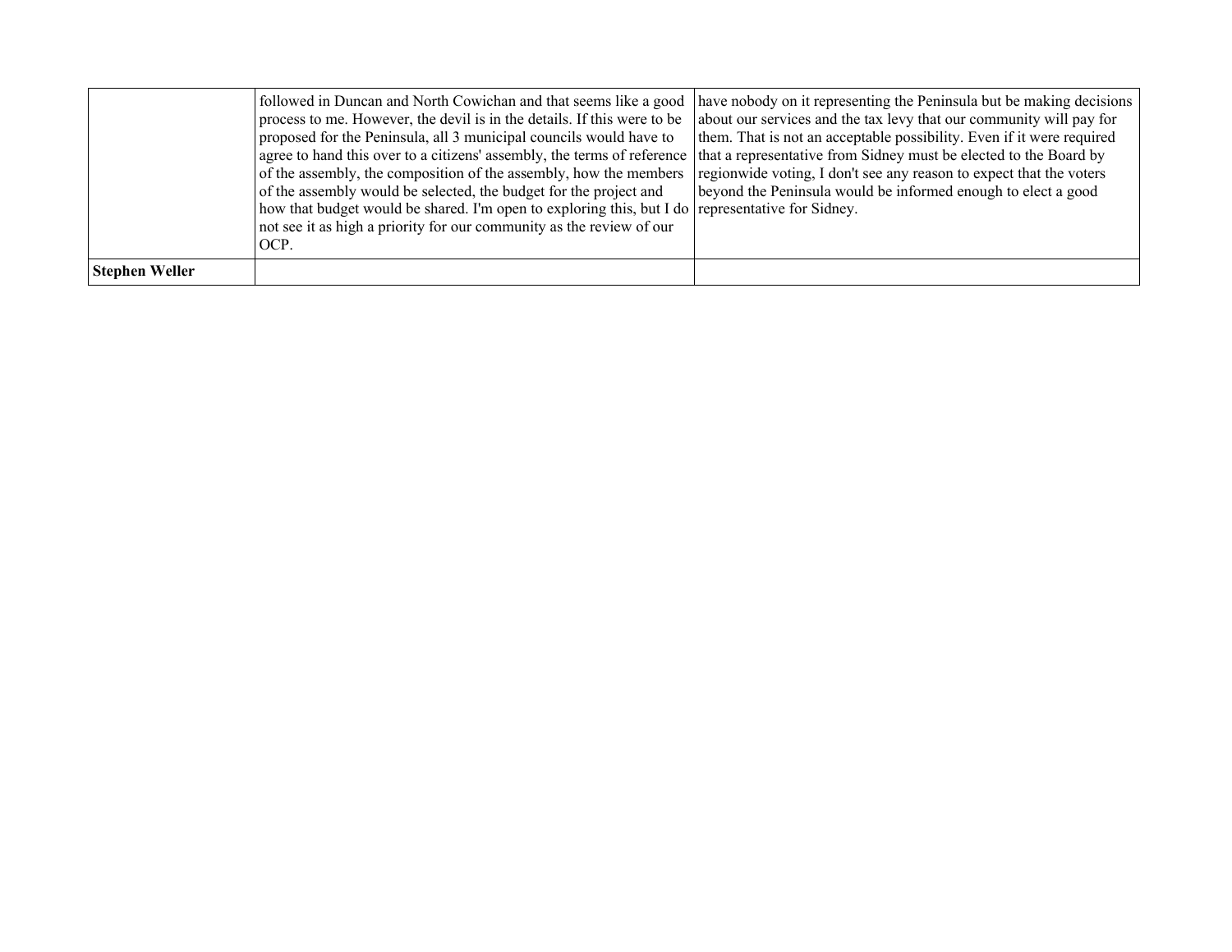| | | |
|---|---|---|
| | followed in Duncan and North Cowichan and that seems like a good process to me. However, the devil is in the details. If this were to be proposed for the Peninsula, all 3 municipal councils would have to agree to hand this over to a citizens' assembly, the terms of reference of the assembly, the composition of the assembly, how the members of the assembly would be selected, the budget for the project and how that budget would be shared. I'm open to exploring this, but I do not see it as high a priority for our community as the review of our OCP. | have nobody on it representing the Peninsula but be making decisions about our services and the tax levy that our community will pay for them. That is not an acceptable possibility. Even if it were required that a representative from Sidney must be elected to the Board by regionwide voting, I don't see any reason to expect that the voters beyond the Peninsula would be informed enough to elect a good representative for Sidney. |
| **Stephen Weller** | | |